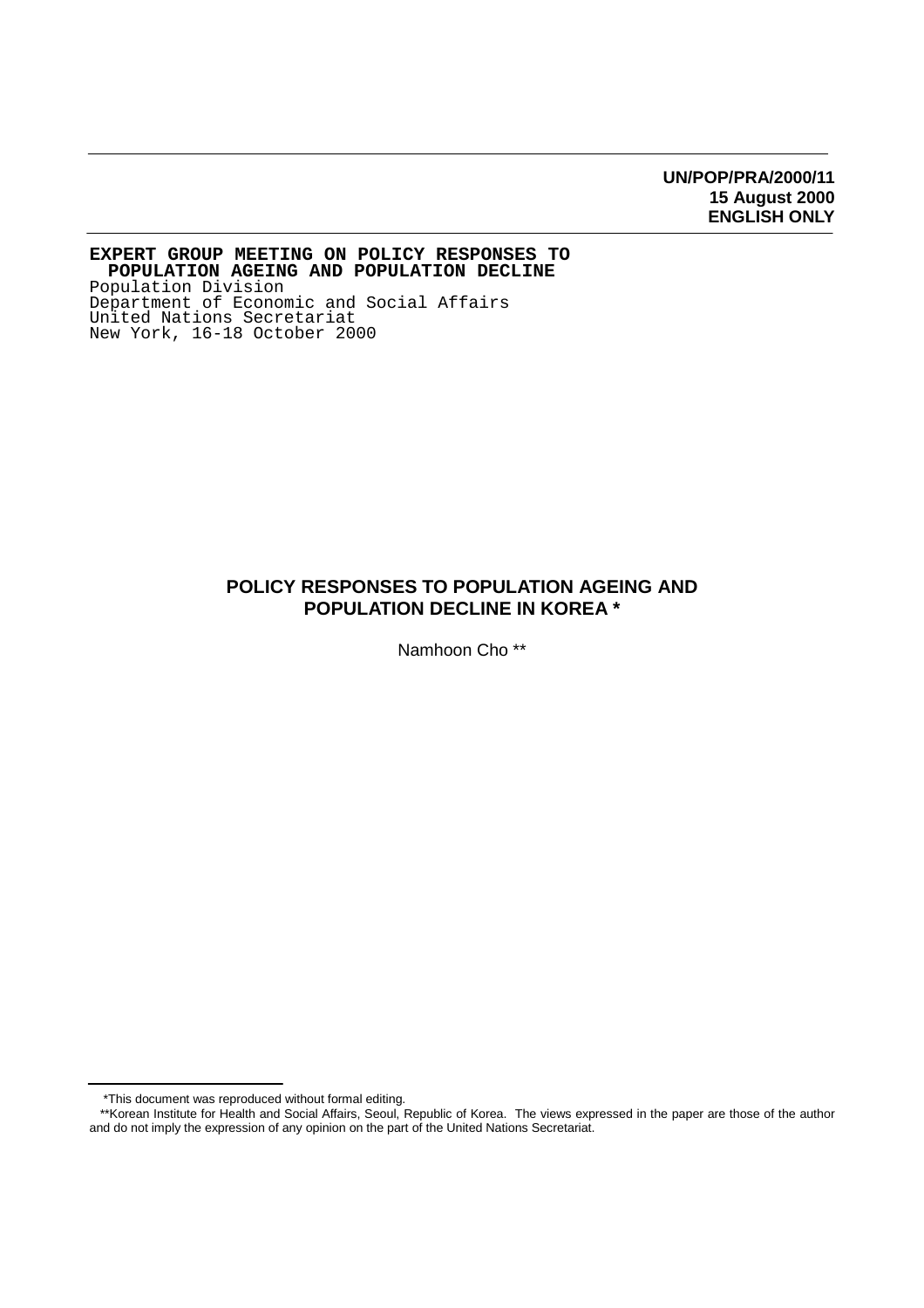**UN/POP/PRA/2000/11**
**15 August 2000**
**ENGLISH ONLY**

**EXPERT GROUP MEETING ON POLICY RESPONSES TO POPULATION AGEING AND POPULATION DECLINE**
Population Division
Department of Economic and Social Affairs
United Nations Secretariat
New York, 16-18 October 2000

# POLICY RESPONSES TO POPULATION AGEING AND POPULATION DECLINE IN KOREA *

Namhoon Cho **

*This document was reproduced without formal editing.

**Korean Institute for Health and Social Affairs, Seoul, Republic of Korea. The views expressed in the paper are those of the author and do not imply the expression of any opinion on the part of the United Nations Secretariat.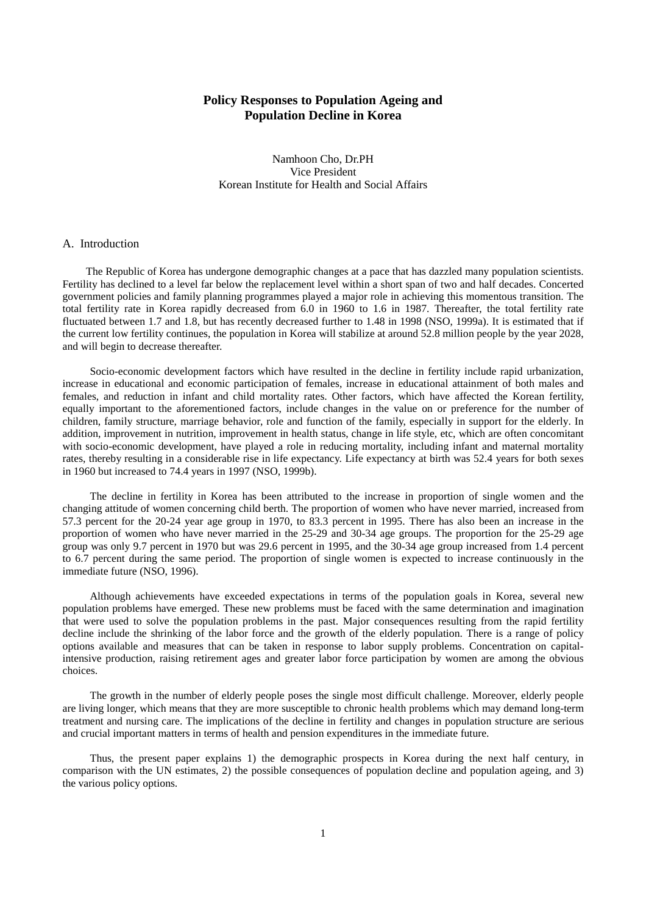# Policy Responses to Population Ageing and Population Decline in Korea

Namhoon Cho, Dr.PH
Vice President
Korean Institute for Health and Social Affairs

## A. Introduction

The Republic of Korea has undergone demographic changes at a pace that has dazzled many population scientists. Fertility has declined to a level far below the replacement level within a short span of two and half decades. Concerted government policies and family planning programmes played a major role in achieving this momentous transition. The total fertility rate in Korea rapidly decreased from 6.0 in 1960 to 1.6 in 1987. Thereafter, the total fertility rate fluctuated between 1.7 and 1.8, but has recently decreased further to 1.48 in 1998 (NSO, 1999a). It is estimated that if the current low fertility continues, the population in Korea will stabilize at around 52.8 million people by the year 2028, and will begin to decrease thereafter.

Socio-economic development factors which have resulted in the decline in fertility include rapid urbanization, increase in educational and economic participation of females, increase in educational attainment of both males and females, and reduction in infant and child mortality rates. Other factors, which have affected the Korean fertility, equally important to the aforementioned factors, include changes in the value on or preference for the number of children, family structure, marriage behavior, role and function of the family, especially in support for the elderly. In addition, improvement in nutrition, improvement in health status, change in life style, etc, which are often concomitant with socio-economic development, have played a role in reducing mortality, including infant and maternal mortality rates, thereby resulting in a considerable rise in life expectancy. Life expectancy at birth was 52.4 years for both sexes in 1960 but increased to 74.4 years in 1997 (NSO, 1999b).

The decline in fertility in Korea has been attributed to the increase in proportion of single women and the changing attitude of women concerning child berth. The proportion of women who have never married, increased from 57.3 percent for the 20-24 year age group in 1970, to 83.3 percent in 1995. There has also been an increase in the proportion of women who have never married in the 25-29 and 30-34 age groups. The proportion for the 25-29 age group was only 9.7 percent in 1970 but was 29.6 percent in 1995, and the 30-34 age group increased from 1.4 percent to 6.7 percent during the same period. The proportion of single women is expected to increase continuously in the immediate future (NSO, 1996).

Although achievements have exceeded expectations in terms of the population goals in Korea, several new population problems have emerged. These new problems must be faced with the same determination and imagination that were used to solve the population problems in the past. Major consequences resulting from the rapid fertility decline include the shrinking of the labor force and the growth of the elderly population. There is a range of policy options available and measures that can be taken in response to labor supply problems. Concentration on capital-intensive production, raising retirement ages and greater labor force participation by women are among the obvious choices.

The growth in the number of elderly people poses the single most difficult challenge. Moreover, elderly people are living longer, which means that they are more susceptible to chronic health problems which may demand long-term treatment and nursing care. The implications of the decline in fertility and changes in population structure are serious and crucial important matters in terms of health and pension expenditures in the immediate future.

Thus, the present paper explains 1) the demographic prospects in Korea during the next half century, in comparison with the UN estimates, 2) the possible consequences of population decline and population ageing, and 3) the various policy options.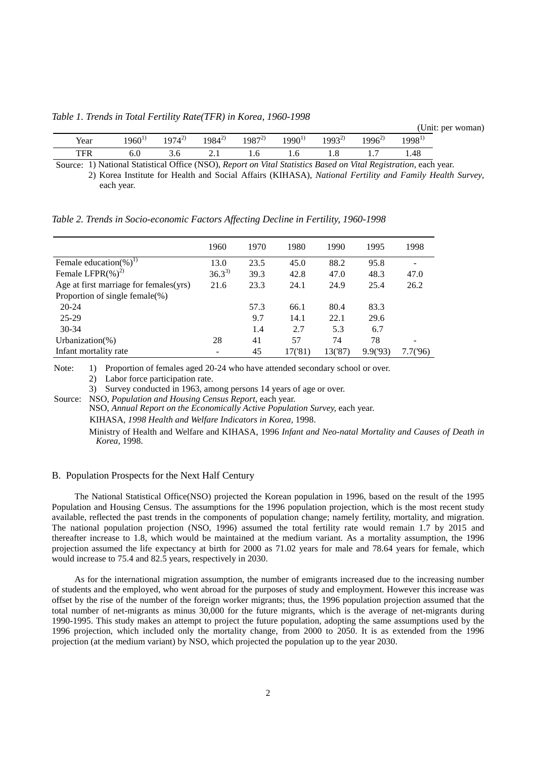*Table 1. Trends in Total Fertility Rate(TFR) in Korea, 1960-1998*

(Unit: per woman)

| Year | 1960[1] | 1974[2] | 1984[2] | 1987[2] | 1990[1] | 1993[2] | 1996[2] | 1998[1] |
|---|---|---|---|---|---|---|---|---|
| TFR | 6.0 | 3.6 | 2.1 | 1.6 | 1.6 | 1.8 | 1.7 | 1.48 |

Source: 1) National Statistical Office (NSO), *Report on Vital Statistics Based on Vital Registration*, each year.
2) Korea Institute for Health and Social Affairs (KIHASA), *National Fertility and Family Health Survey*, each year.

*Table 2. Trends in Socio-economic Factors Affecting Decline in Fertility, 1960-1998*

| | 1960 | 1970 | 1980 | 1990 | 1995 | 1998 |
|---|---|---|---|---|---|---|
| Female education(%)[1] | 13.0 | 23.5 | 45.0 | 88.2 | 95.8 | - |
| Female LFPR(%)[2] | 36.3[3] | 39.3 | 42.8 | 47.0 | 48.3 | 47.0 |
| Age at first marriage for females(yrs) | 21.6 | 23.3 | 24.1 | 24.9 | 25.4 | 26.2 |
| Proportion of single female(%) | | | | | | |
| 20-24 | | 57.3 | 66.1 | 80.4 | 83.3 | |
| 25-29 | | 9.7 | 14.1 | 22.1 | 29.6 | |
| 30-34 | | 1.4 | 2.7 | 5.3 | 6.7 | |
| Urbanization(%) | 28 | 41 | 57 | 74 | 78 | - |
| Infant mortality rate | - | 45 | 17('81) | 13('87) | 9.9('93) | 7.7('96) |

Note: 1) Proportion of females aged 20-24 who have attended secondary school or over.
2) Labor force participation rate.
3) Survey conducted in 1963, among persons 14 years of age or over.

Source: NSO, *Population and Housing Census Report*, each year.
NSO, *Annual Report on the Economically Active Population Survey*, each year.
KIHASA, *1998 Health and Welfare Indicators in Korea*, 1998.
Ministry of Health and Welfare and KIHASA, 1996 *Infant and Neo-natal Mortality and Causes of Death in Korea*, 1998.

### B. Population Prospects for the Next Half Century

The National Statistical Office(NSO) projected the Korean population in 1996, based on the result of the 1995 Population and Housing Census. The assumptions for the 1996 population projection, which is the most recent study available, reflected the past trends in the components of population change; namely fertility, mortality, and migration. The national population projection (NSO, 1996) assumed the total fertility rate would remain 1.7 by 2015 and thereafter increase to 1.8, which would be maintained at the medium variant. As a mortality assumption, the 1996 projection assumed the life expectancy at birth for 2000 as 71.02 years for male and 78.64 years for female, which would increase to 75.4 and 82.5 years, respectively in 2030.

As for the international migration assumption, the number of emigrants increased due to the increasing number of students and the employed, who went abroad for the purposes of study and employment. However this increase was offset by the rise of the number of the foreign worker migrants; thus, the 1996 population projection assumed that the total number of net-migrants as minus 30,000 for the future migrants, which is the average of net-migrants during 1990-1995. This study makes an attempt to project the future population, adopting the same assumptions used by the 1996 projection, which included only the mortality change, from 2000 to 2050. It is as extended from the 1996 projection (at the medium variant) by NSO, which projected the population up to the year 2030.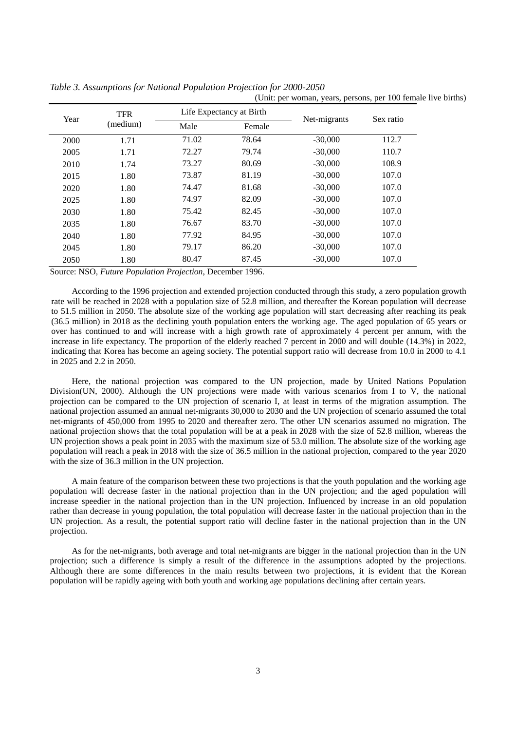*Table 3. Assumptions for National Population Projection for 2000-2050*

(Unit: per woman, years, persons, per 100 female live births)

| Year | TFR (medium) | Life Expectancy at Birth | | Net-migrants | Sex ratio |
|---|---|---|---|---|---|
| | | Male | Female | | |
| 2000 | 1.71 | 71.02 | 78.64 | -30,000 | 112.7 |
| 2005 | 1.71 | 72.27 | 79.74 | -30,000 | 110.7 |
| 2010 | 1.74 | 73.27 | 80.69 | -30,000 | 108.9 |
| 2015 | 1.80 | 73.87 | 81.19 | -30,000 | 107.0 |
| 2020 | 1.80 | 74.47 | 81.68 | -30,000 | 107.0 |
| 2025 | 1.80 | 74.97 | 82.09 | -30,000 | 107.0 |
| 2030 | 1.80 | 75.42 | 82.45 | -30,000 | 107.0 |
| 2035 | 1.80 | 76.67 | 83.70 | -30,000 | 107.0 |
| 2040 | 1.80 | 77.92 | 84.95 | -30,000 | 107.0 |
| 2045 | 1.80 | 79.17 | 86.20 | -30,000 | 107.0 |
| 2050 | 1.80 | 80.47 | 87.45 | -30,000 | 107.0 |

Source: NSO, *Future Population Projection*, December 1996.

According to the 1996 projection and extended projection conducted through this study, a zero population growth rate will be reached in 2028 with a population size of 52.8 million, and thereafter the Korean population will decrease to 51.5 million in 2050. The absolute size of the working age population will start decreasing after reaching its peak (36.5 million) in 2018 as the declining youth population enters the working age. The aged population of 65 years or over has continued to and will increase with a high growth rate of approximately 4 percent per annum, with the increase in life expectancy. The proportion of the elderly reached 7 percent in 2000 and will double (14.3%) in 2022, indicating that Korea has become an ageing society. The potential support ratio will decrease from 10.0 in 2000 to 4.1 in 2025 and 2.2 in 2050.

Here, the national projection was compared to the UN projection, made by United Nations Population Division(UN, 2000). Although the UN projections were made with various scenarios from I to V, the national projection can be compared to the UN projection of scenario I, at least in terms of the migration assumption. The national projection assumed an annual net-migrants 30,000 to 2030 and the UN projection of scenario assumed the total net-migrants of 450,000 from 1995 to 2020 and thereafter zero. The other UN scenarios assumed no migration. The national projection shows that the total population will be at a peak in 2028 with the size of 52.8 million, whereas the UN projection shows a peak point in 2035 with the maximum size of 53.0 million. The absolute size of the working age population will reach a peak in 2018 with the size of 36.5 million in the national projection, compared to the year 2020 with the size of 36.3 million in the UN projection.

A main feature of the comparison between these two projections is that the youth population and the working age population will decrease faster in the national projection than in the UN projection; and the aged population will increase speedier in the national projection than in the UN projection. Influenced by increase in an old population rather than decrease in young population, the total population will decrease faster in the national projection than in the UN projection. As a result, the potential support ratio will decline faster in the national projection than in the UN projection.

As for the net-migrants, both average and total net-migrants are bigger in the national projection than in the UN projection; such a difference is simply a result of the difference in the assumptions adopted by the projections. Although there are some differences in the main results between two projections, it is evident that the Korean population will be rapidly ageing with both youth and working age populations declining after certain years.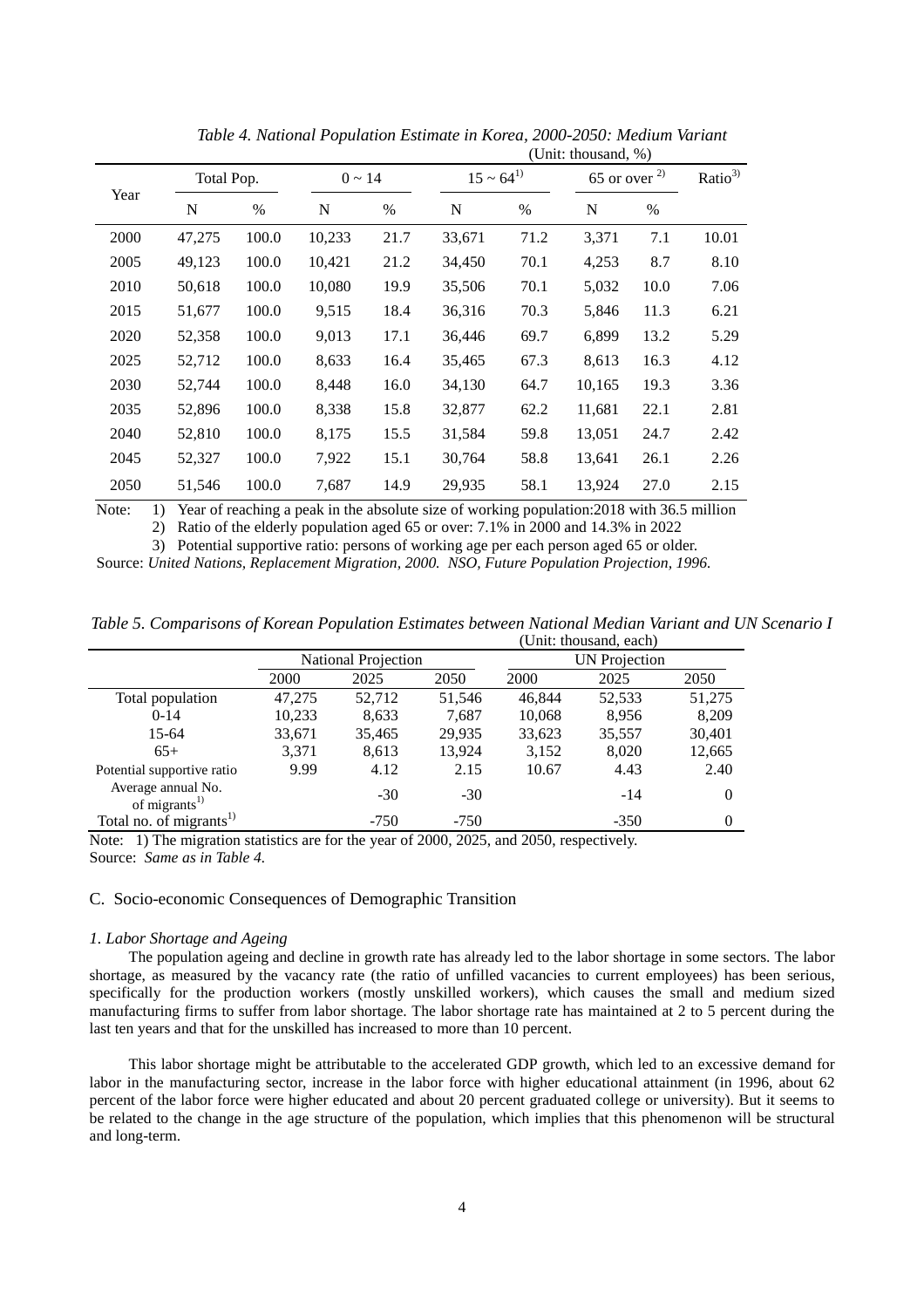*Table 4. National Population Estimate in Korea, 2000-2050: Medium Variant*

(Unit: thousand, %)

| Year | Total Pop. | | 0 ~ 14 | | 15 ~ 64[1] | | 65 or over [2] | | Ratio[3] |
|---|---|---|---|---|---|---|---|---|---|
| | N | % | N | % | N | % | N | % | |
| 2000 | 47,275 | 100.0 | 10,233 | 21.7 | 33,671 | 71.2 | 3,371 | 7.1 | 10.01 |
| 2005 | 49,123 | 100.0 | 10,421 | 21.2 | 34,450 | 70.1 | 4,253 | 8.7 | 8.10 |
| 2010 | 50,618 | 100.0 | 10,080 | 19.9 | 35,506 | 70.1 | 5,032 | 10.0 | 7.06 |
| 2015 | 51,677 | 100.0 | 9,515 | 18.4 | 36,316 | 70.3 | 5,846 | 11.3 | 6.21 |
| 2020 | 52,358 | 100.0 | 9,013 | 17.1 | 36,446 | 69.7 | 6,899 | 13.2 | 5.29 |
| 2025 | 52,712 | 100.0 | 8,633 | 16.4 | 35,465 | 67.3 | 8,613 | 16.3 | 4.12 |
| 2030 | 52,744 | 100.0 | 8,448 | 16.0 | 34,130 | 64.7 | 10,165 | 19.3 | 3.36 |
| 2035 | 52,896 | 100.0 | 8,338 | 15.8 | 32,877 | 62.2 | 11,681 | 22.1 | 2.81 |
| 2040 | 52,810 | 100.0 | 8,175 | 15.5 | 31,584 | 59.8 | 13,051 | 24.7 | 2.42 |
| 2045 | 52,327 | 100.0 | 7,922 | 15.1 | 30,764 | 58.8 | 13,641 | 26.1 | 2.26 |
| 2050 | 51,546 | 100.0 | 7,687 | 14.9 | 29,935 | 58.1 | 13,924 | 27.0 | 2.15 |

Note: 1) Year of reaching a peak in the absolute size of working population:2018 with 36.5 million
2) Ratio of the elderly population aged 65 or over: 7.1% in 2000 and 14.3% in 2022
3) Potential supportive ratio: persons of working age per each person aged 65 or older.

Source: *United Nations, Replacement Migration, 2000. NSO, Future Population Projection, 1996.*

*Table 5. Comparisons of Korean Population Estimates between National Median Variant and UN Scenario I*

(Unit: thousand, each)

| | National Projection | | | UN Projection | | |
|---|---|---|---|---|---|---|
| | 2000 | 2025 | 2050 | 2000 | 2025 | 2050 |
| Total population | 47,275 | 52,712 | 51,546 | 46,844 | 52,533 | 51,275 |
| 0-14 | 10,233 | 8,633 | 7,687 | 10,068 | 8,956 | 8,209 |
| 15-64 | 33,671 | 35,465 | 29,935 | 33,623 | 35,557 | 30,401 |
| 65+ | 3,371 | 8,613 | 13,924 | 3,152 | 8,020 | 12,665 |
| Potential supportive ratio | 9.99 | 4.12 | 2.15 | 10.67 | 4.43 | 2.40 |
| Average annual No. of migrants[1] | | -30 | -30 | | -14 | 0 |
| Total no. of migrants[1] | | -750 | -750 | | -350 | 0 |

Note: 1) The migration statistics are for the year of 2000, 2025, and 2050, respectively.

Source: *Same as in Table 4.*

## C. Socio-economic Consequences of Demographic Transition

### *1. Labor Shortage and Ageing*

The population ageing and decline in growth rate has already led to the labor shortage in some sectors. The labor shortage, as measured by the vacancy rate (the ratio of unfilled vacancies to current employees) has been serious, specifically for the production workers (mostly unskilled workers), which causes the small and medium sized manufacturing firms to suffer from labor shortage. The labor shortage rate has maintained at 2 to 5 percent during the last ten years and that for the unskilled has increased to more than 10 percent.

This labor shortage might be attributable to the accelerated GDP growth, which led to an excessive demand for labor in the manufacturing sector, increase in the labor force with higher educational attainment (in 1996, about 62 percent of the labor force were higher educated and about 20 percent graduated college or university). But it seems to be related to the change in the age structure of the population, which implies that this phenomenon will be structural and long-term.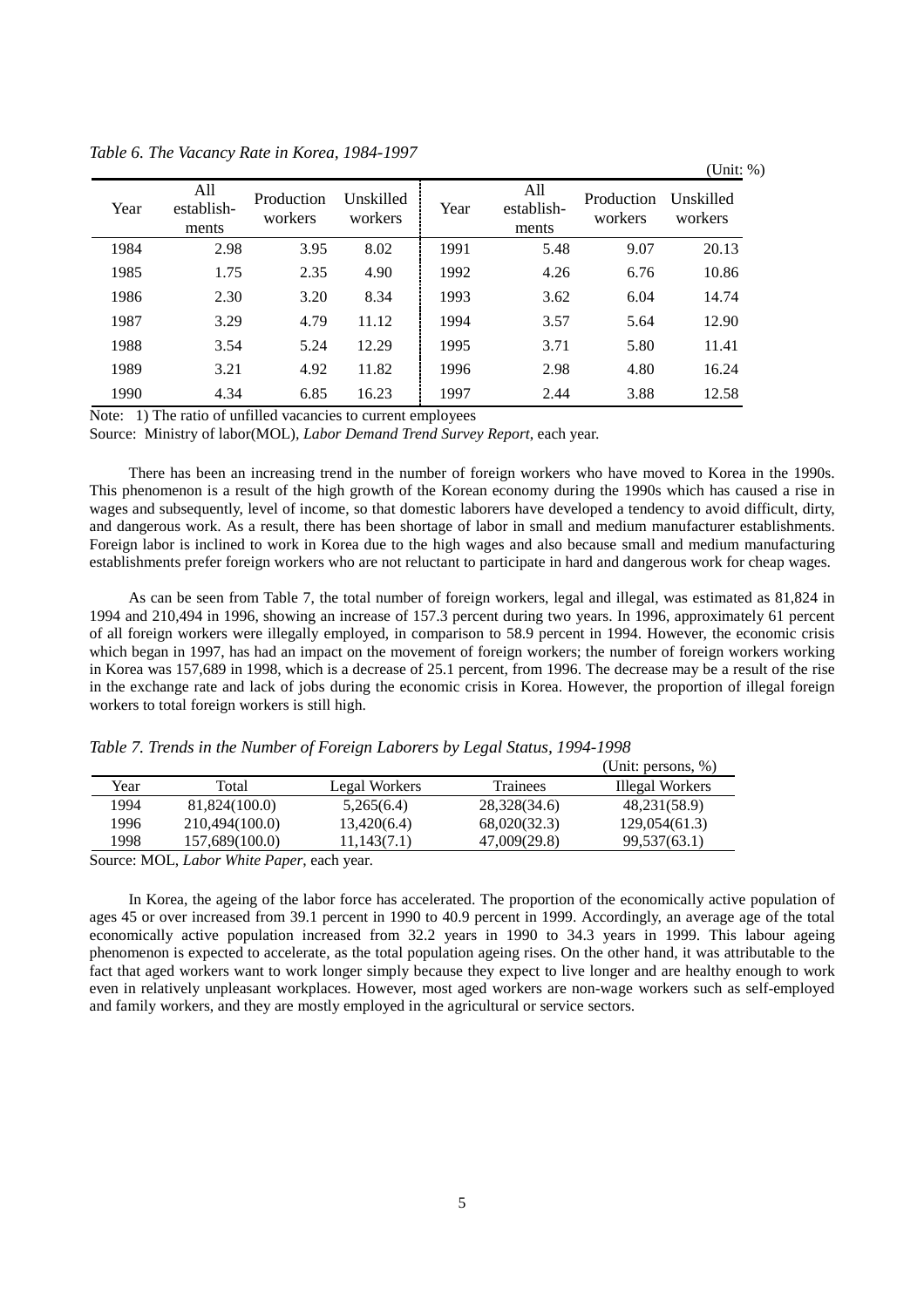*Table 6. The Vacancy Rate in Korea, 1984-1997*

(Unit: %)

| Year | All establish-ments | Production workers | Unskilled workers | Year | All establish-ments | Production workers | Unskilled workers |
|---|---|---|---|---|---|---|---|
| 1984 | 2.98 | 3.95 | 8.02 | 1991 | 5.48 | 9.07 | 20.13 |
| 1985 | 1.75 | 2.35 | 4.90 | 1992 | 4.26 | 6.76 | 10.86 |
| 1986 | 2.30 | 3.20 | 8.34 | 1993 | 3.62 | 6.04 | 14.74 |
| 1987 | 3.29 | 4.79 | 11.12 | 1994 | 3.57 | 5.64 | 12.90 |
| 1988 | 3.54 | 5.24 | 12.29 | 1995 | 3.71 | 5.80 | 11.41 |
| 1989 | 3.21 | 4.92 | 11.82 | 1996 | 2.98 | 4.80 | 16.24 |
| 1990 | 4.34 | 6.85 | 16.23 | 1997 | 2.44 | 3.88 | 12.58 |

Note: 1) The ratio of unfilled vacancies to current employees

Source: Ministry of labor(MOL), *Labor Demand Trend Survey Report*, each year.

There has been an increasing trend in the number of foreign workers who have moved to Korea in the 1990s. This phenomenon is a result of the high growth of the Korean economy during the 1990s which has caused a rise in wages and subsequently, level of income, so that domestic laborers have developed a tendency to avoid difficult, dirty, and dangerous work. As a result, there has been shortage of labor in small and medium manufacturer establishments. Foreign labor is inclined to work in Korea due to the high wages and also because small and medium manufacturing establishments prefer foreign workers who are not reluctant to participate in hard and dangerous work for cheap wages.

As can be seen from Table 7, the total number of foreign workers, legal and illegal, was estimated as 81,824 in 1994 and 210,494 in 1996, showing an increase of 157.3 percent during two years. In 1996, approximately 61 percent of all foreign workers were illegally employed, in comparison to 58.9 percent in 1994. However, the economic crisis which began in 1997, has had an impact on the movement of foreign workers; the number of foreign workers working in Korea was 157,689 in 1998, which is a decrease of 25.1 percent, from 1996. The decrease may be a result of the rise in the exchange rate and lack of jobs during the economic crisis in Korea. However, the proportion of illegal foreign workers to total foreign workers is still high.

*Table 7. Trends in the Number of Foreign Laborers by Legal Status, 1994-1998*

(Unit: persons, %)

| Year | Total | Legal Workers | Trainees | Illegal Workers |
|---|---|---|---|---|
| 1994 | 81,824(100.0) | 5,265(6.4) | 28,328(34.6) | 48,231(58.9) |
| 1996 | 210,494(100.0) | 13,420(6.4) | 68,020(32.3) | 129,054(61.3) |
| 1998 | 157,689(100.0) | 11,143(7.1) | 47,009(29.8) | 99,537(63.1) |

Source: MOL, *Labor White Paper*, each year.

In Korea, the ageing of the labor force has accelerated. The proportion of the economically active population of ages 45 or over increased from 39.1 percent in 1990 to 40.9 percent in 1999. Accordingly, an average age of the total economically active population increased from 32.2 years in 1990 to 34.3 years in 1999. This labour ageing phenomenon is expected to accelerate, as the total population ageing rises. On the other hand, it was attributable to the fact that aged workers want to work longer simply because they expect to live longer and are healthy enough to work even in relatively unpleasant workplaces. However, most aged workers are non-wage workers such as self-employed and family workers, and they are mostly employed in the agricultural or service sectors.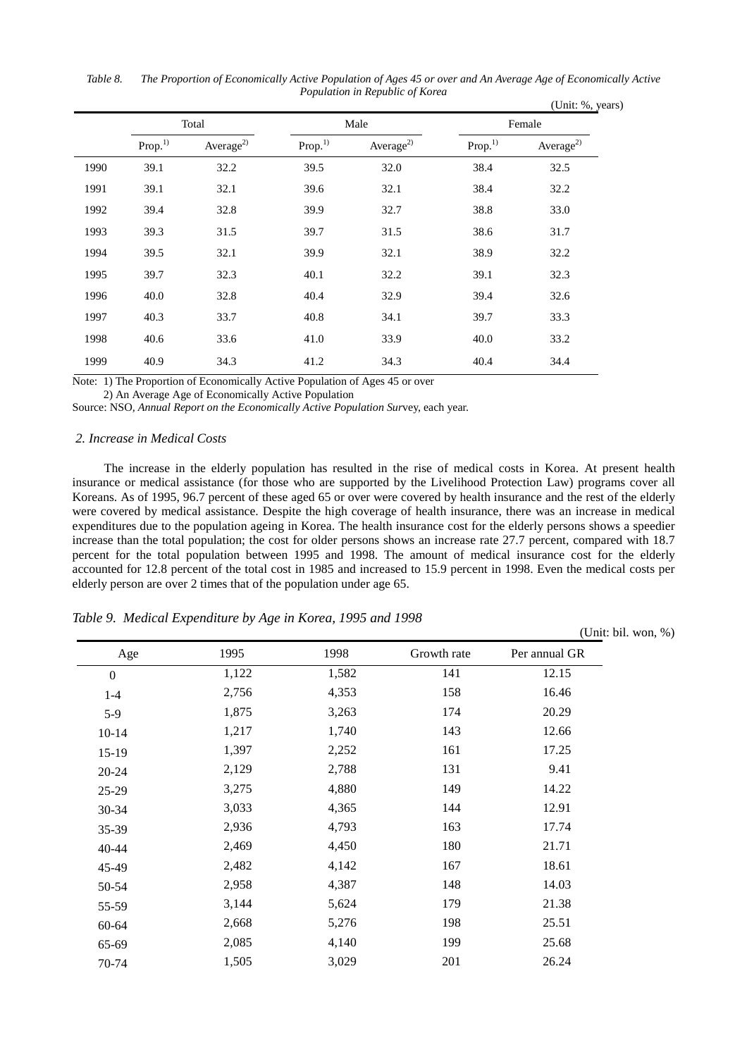*Table 8. The Proportion of Economically Active Population of Ages 45 or over and An Average Age of Economically Active Population in Republic of Korea*

(Unit: %, years)

| | Total | | Male | | Female | |
|---|---|---|---|---|---|---|
| | Prop.[1)] | Average[2)] | Prop.[1)] | Average[2)] | Prop.[1)] | Average[2)] |
| 1990 | 39.1 | 32.2 | 39.5 | 32.0 | 38.4 | 32.5 |
| 1991 | 39.1 | 32.1 | 39.6 | 32.1 | 38.4 | 32.2 |
| 1992 | 39.4 | 32.8 | 39.9 | 32.7 | 38.8 | 33.0 |
| 1993 | 39.3 | 31.5 | 39.7 | 31.5 | 38.6 | 31.7 |
| 1994 | 39.5 | 32.1 | 39.9 | 32.1 | 38.9 | 32.2 |
| 1995 | 39.7 | 32.3 | 40.1 | 32.2 | 39.1 | 32.3 |
| 1996 | 40.0 | 32.8 | 40.4 | 32.9 | 39.4 | 32.6 |
| 1997 | 40.3 | 33.7 | 40.8 | 34.1 | 39.7 | 33.3 |
| 1998 | 40.6 | 33.6 | 41.0 | 33.9 | 40.0 | 33.2 |
| 1999 | 40.9 | 34.3 | 41.2 | 34.3 | 40.4 | 34.4 |

Note: 1) The Proportion of Economically Active Population of Ages 45 or over
2) An Average Age of Economically Active Population

Source: NSO, *Annual Report on the Economically Active Population Sur*vey, each year.

### *2. Increase in Medical Costs*

The increase in the elderly population has resulted in the rise of medical costs in Korea. At present health insurance or medical assistance (for those who are supported by the Livelihood Protection Law) programs cover all Koreans. As of 1995, 96.7 percent of these aged 65 or over were covered by health insurance and the rest of the elderly were covered by medical assistance. Despite the high coverage of health insurance, there was an increase in medical expenditures due to the population ageing in Korea. The health insurance cost for the elderly persons shows a speedier increase than the total population; the cost for older persons shows an increase rate 27.7 percent, compared with 18.7 percent for the total population between 1995 and 1998. The amount of medical insurance cost for the elderly accounted for 12.8 percent of the total cost in 1985 and increased to 15.9 percent in 1998. Even the medical costs per elderly person are over 2 times that of the population under age 65.

*Table 9. Medical Expenditure by Age in Korea, 1995 and 1998*

(Unit: bil. won, %)

| Age | 1995 | 1998 | Growth rate | Per annual GR |
|---|---|---|---|---|
| 0 | 1,122 | 1,582 | 141 | 12.15 |
| 1-4 | 2,756 | 4,353 | 158 | 16.46 |
| 5-9 | 1,875 | 3,263 | 174 | 20.29 |
| 10-14 | 1,217 | 1,740 | 143 | 12.66 |
| 15-19 | 1,397 | 2,252 | 161 | 17.25 |
| 20-24 | 2,129 | 2,788 | 131 | 9.41 |
| 25-29 | 3,275 | 4,880 | 149 | 14.22 |
| 30-34 | 3,033 | 4,365 | 144 | 12.91 |
| 35-39 | 2,936 | 4,793 | 163 | 17.74 |
| 40-44 | 2,469 | 4,450 | 180 | 21.71 |
| 45-49 | 2,482 | 4,142 | 167 | 18.61 |
| 50-54 | 2,958 | 4,387 | 148 | 14.03 |
| 55-59 | 3,144 | 5,624 | 179 | 21.38 |
| 60-64 | 2,668 | 5,276 | 198 | 25.51 |
| 65-69 | 2,085 | 4,140 | 199 | 25.68 |
| 70-74 | 1,505 | 3,029 | 201 | 26.24 |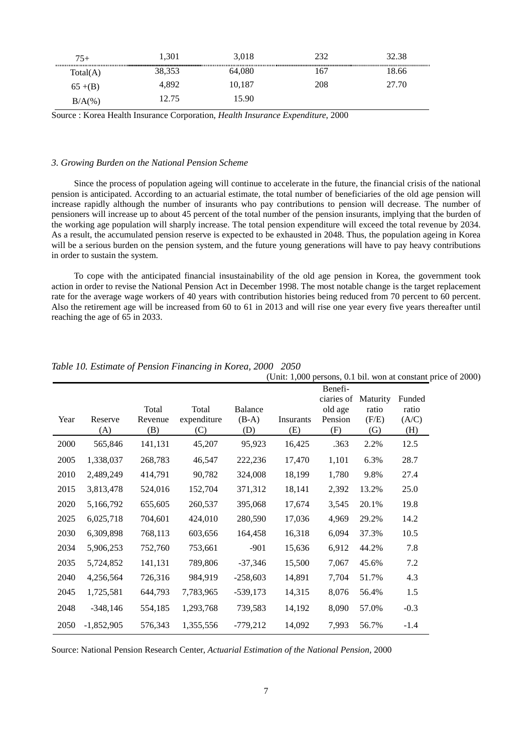| 75+ | 1,301 | 3,018 | 232 | 32.38 |
|---|---|---|---|---|
| Total(A) | 38,353 | 64,080 | 167 | 18.66 |
| 65 +(B) | 4,892 | 10,187 | 208 | 27.70 |
| B/A(%) | 12.75 | 15.90 | | |

Source : Korea Health Insurance Corporation, *Health Insurance Expenditure*, 2000

### *3. Growing Burden on the National Pension Scheme*

Since the process of population ageing will continue to accelerate in the future, the financial crisis of the national pension is anticipated. According to an actuarial estimate, the total number of beneficiaries of the old age pension will increase rapidly although the number of insurants who pay contributions to pension will decrease. The number of pensioners will increase up to about 45 percent of the total number of the pension insurants, implying that the burden of the working age population will sharply increase. The total pension expenditure will exceed the total revenue by 2034. As a result, the accumulated pension reserve is expected to be exhausted in 2048. Thus, the population ageing in Korea will be a serious burden on the pension system, and the future young generations will have to pay heavy contributions in order to sustain the system.

To cope with the anticipated financial insustainability of the old age pension in Korea, the government took action in order to revise the National Pension Act in December 1998. The most notable change is the target replacement rate for the average wage workers of 40 years with contribution histories being reduced from 70 percent to 60 percent. Also the retirement age will be increased from 60 to 61 in 2013 and will rise one year every five years thereafter until reaching the age of 65 in 2033.

*Table 10. Estimate of Pension Financing in Korea, 2000 2050*

(Unit: 1,000 persons, 0.1 bil. won at constant price of 2000)

| Year | Reserve (A) | Total Revenue (B) | Total expenditure (C) | Balance (B-A) (D) | Insurants (E) | Beneficiaries of old age Pension (F) | Maturity ratio (F/E) (G) | Funded ratio (A/C) (H) |
|---|---|---|---|---|---|---|---|---|
| 2000 | 565,846 | 141,131 | 45,207 | 95,923 | 16,425 | .363 | 2.2% | 12.5 |
| 2005 | 1,338,037 | 268,783 | 46,547 | 222,236 | 17,470 | 1,101 | 6.3% | 28.7 |
| 2010 | 2,489,249 | 414,791 | 90,782 | 324,008 | 18,199 | 1,780 | 9.8% | 27.4 |
| 2015 | 3,813,478 | 524,016 | 152,704 | 371,312 | 18,141 | 2,392 | 13.2% | 25.0 |
| 2020 | 5,166,792 | 655,605 | 260,537 | 395,068 | 17,674 | 3,545 | 20.1% | 19.8 |
| 2025 | 6,025,718 | 704,601 | 424,010 | 280,590 | 17,036 | 4,969 | 29.2% | 14.2 |
| 2030 | 6,309,898 | 768,113 | 603,656 | 164,458 | 16,318 | 6,094 | 37.3% | 10.5 |
| 2034 | 5,906,253 | 752,760 | 753,661 | -901 | 15,636 | 6,912 | 44.2% | 7.8 |
| 2035 | 5,724,852 | 141,131 | 789,806 | -37,346 | 15,500 | 7,067 | 45.6% | 7.2 |
| 2040 | 4,256,564 | 726,316 | 984,919 | -258,603 | 14,891 | 7,704 | 51.7% | 4.3 |
| 2045 | 1,725,581 | 644,793 | 7,783,965 | -539,173 | 14,315 | 8,076 | 56.4% | 1.5 |
| 2048 | -348,146 | 554,185 | 1,293,768 | 739,583 | 14,192 | 8,090 | 57.0% | -0.3 |
| 2050 | -1,852,905 | 576,343 | 1,355,556 | -779,212 | 14,092 | 7,993 | 56.7% | -1.4 |

Source: National Pension Research Center, *Actuarial Estimation of the National Pension*, 2000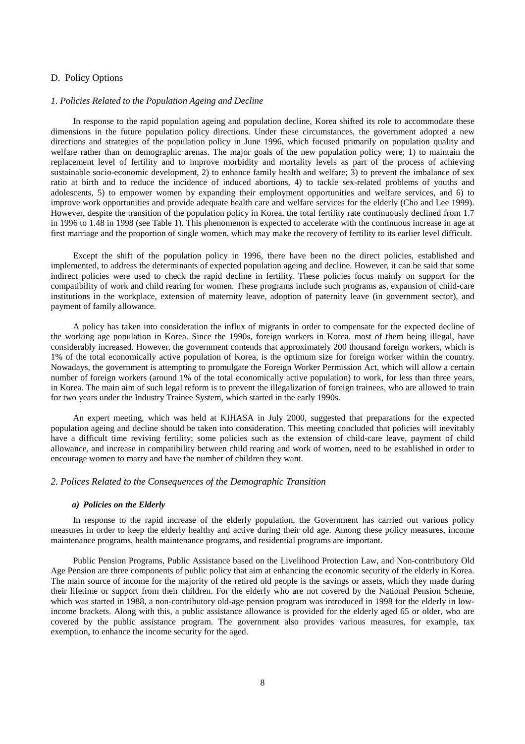## D. Policy Options

### *1. Policies Related to the Population Ageing and Decline*

In response to the rapid population ageing and population decline, Korea shifted its role to accommodate these dimensions in the future population policy directions. Under these circumstances, the government adopted a new directions and strategies of the population policy in June 1996, which focused primarily on population quality and welfare rather than on demographic arenas. The major goals of the new population policy were; 1) to maintain the replacement level of fertility and to improve morbidity and mortality levels as part of the process of achieving sustainable socio-economic development, 2) to enhance family health and welfare; 3) to prevent the imbalance of sex ratio at birth and to reduce the incidence of induced abortions, 4) to tackle sex-related problems of youths and adolescents, 5) to empower women by expanding their employment opportunities and welfare services, and 6) to improve work opportunities and provide adequate health care and welfare services for the elderly (Cho and Lee 1999). However, despite the transition of the population policy in Korea, the total fertility rate continuously declined from 1.7 in 1996 to 1.48 in 1998 (see Table 1). This phenomenon is expected to accelerate with the continuous increase in age at first marriage and the proportion of single women, which may make the recovery of fertility to its earlier level difficult.

Except the shift of the population policy in 1996, there have been no the direct policies, established and implemented, to address the determinants of expected population ageing and decline. However, it can be said that some indirect policies were used to check the rapid decline in fertility. These policies focus mainly on support for the compatibility of work and child rearing for women. These programs include such programs as, expansion of child-care institutions in the workplace, extension of maternity leave, adoption of paternity leave (in government sector), and payment of family allowance.

A policy has taken into consideration the influx of migrants in order to compensate for the expected decline of the working age population in Korea. Since the 1990s, foreign workers in Korea, most of them being illegal, have considerably increased. However, the government contends that approximately 200 thousand foreign workers, which is 1% of the total economically active population of Korea, is the optimum size for foreign worker within the country. Nowadays, the government is attempting to promulgate the Foreign Worker Permission Act, which will allow a certain number of foreign workers (around 1% of the total economically active population) to work, for less than three years, in Korea. The main aim of such legal reform is to prevent the illegalization of foreign trainees, who are allowed to train for two years under the Industry Trainee System, which started in the early 1990s.

An expert meeting, which was held at KIHASA in July 2000, suggested that preparations for the expected population ageing and decline should be taken into consideration. This meeting concluded that policies will inevitably have a difficult time reviving fertility; some policies such as the extension of child-care leave, payment of child allowance, and increase in compatibility between child rearing and work of women, need to be established in order to encourage women to marry and have the number of children they want.

### *2. Polices Related to the Consequences of the Demographic Transition*

#### ***a) Policies on the Elderly***

In response to the rapid increase of the elderly population, the Government has carried out various policy measures in order to keep the elderly healthy and active during their old age. Among these policy measures, income maintenance programs, health maintenance programs, and residential programs are important.

Public Pension Programs, Public Assistance based on the Livelihood Protection Law, and Non-contributory Old Age Pension are three components of public policy that aim at enhancing the economic security of the elderly in Korea. The main source of income for the majority of the retired old people is the savings or assets, which they made during their lifetime or support from their children. For the elderly who are not covered by the National Pension Scheme, which was started in 1988, a non-contributory old-age pension program was introduced in 1998 for the elderly in low-income brackets. Along with this, a public assistance allowance is provided for the elderly aged 65 or older, who are covered by the public assistance program. The government also provides various measures, for example, tax exemption, to enhance the income security for the aged.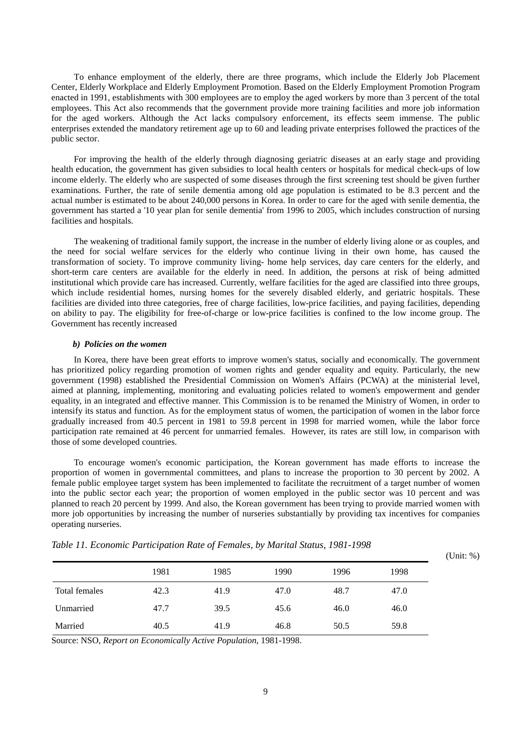To enhance employment of the elderly, there are three programs, which include the Elderly Job Placement Center, Elderly Workplace and Elderly Employment Promotion. Based on the Elderly Employment Promotion Program enacted in 1991, establishments with 300 employees are to employ the aged workers by more than 3 percent of the total employees. This Act also recommends that the government provide more training facilities and more job information for the aged workers. Although the Act lacks compulsory enforcement, its effects seem immense. The public enterprises extended the mandatory retirement age up to 60 and leading private enterprises followed the practices of the public sector.

For improving the health of the elderly through diagnosing geriatric diseases at an early stage and providing health education, the government has given subsidies to local health centers or hospitals for medical check-ups of low income elderly. The elderly who are suspected of some diseases through the first screening test should be given further examinations. Further, the rate of senile dementia among old age population is estimated to be 8.3 percent and the actual number is estimated to be about 240,000 persons in Korea. In order to care for the aged with senile dementia, the government has started a '10 year plan for senile dementia' from 1996 to 2005, which includes construction of nursing facilities and hospitals.

The weakening of traditional family support, the increase in the number of elderly living alone or as couples, and the need for social welfare services for the elderly who continue living in their own home, has caused the transformation of society. To improve community living- home help services, day care centers for the elderly, and short-term care centers are available for the elderly in need. In addition, the persons at risk of being admitted institutional which provide care has increased. Currently, welfare facilities for the aged are classified into three groups, which include residential homes, nursing homes for the severely disabled elderly, and geriatric hospitals. These facilities are divided into three categories, free of charge facilities, low-price facilities, and paying facilities, depending on ability to pay. The eligibility for free-of-charge or low-price facilities is confined to the low income group. The Government has recently increased

#### *b) Policies on the women*

In Korea, there have been great efforts to improve women's status, socially and economically. The government has prioritized policy regarding promotion of women rights and gender equality and equity. Particularly, the new government (1998) established the Presidential Commission on Women's Affairs (PCWA) at the ministerial level, aimed at planning, implementing, monitoring and evaluating policies related to women's empowerment and gender equality, in an integrated and effective manner. This Commission is to be renamed the Ministry of Women, in order to intensify its status and function. As for the employment status of women, the participation of women in the labor force gradually increased from 40.5 percent in 1981 to 59.8 percent in 1998 for married women, while the labor force participation rate remained at 46 percent for unmarried females. However, its rates are still low, in comparison with those of some developed countries.

To encourage women's economic participation, the Korean government has made efforts to increase the proportion of women in governmental committees, and plans to increase the proportion to 30 percent by 2002. A female public employee target system has been implemented to facilitate the recruitment of a target number of women into the public sector each year; the proportion of women employed in the public sector was 10 percent and was planned to reach 20 percent by 1999. And also, the Korean government has been trying to provide married women with more job opportunities by increasing the number of nurseries substantially by providing tax incentives for companies operating nurseries.

*Table 11. Economic Participation Rate of Females, by Marital Status, 1981-1998*

(Unit: %)

| | 1981 | 1985 | 1990 | 1996 | 1998 |
|---|---|---|---|---|---|
| Total females | 42.3 | 41.9 | 47.0 | 48.7 | 47.0 |
| Unmarried | 47.7 | 39.5 | 45.6 | 46.0 | 46.0 |
| Married | 40.5 | 41.9 | 46.8 | 50.5 | 59.8 |

Source: NSO, *Report on Economically Active Population*, 1981-1998.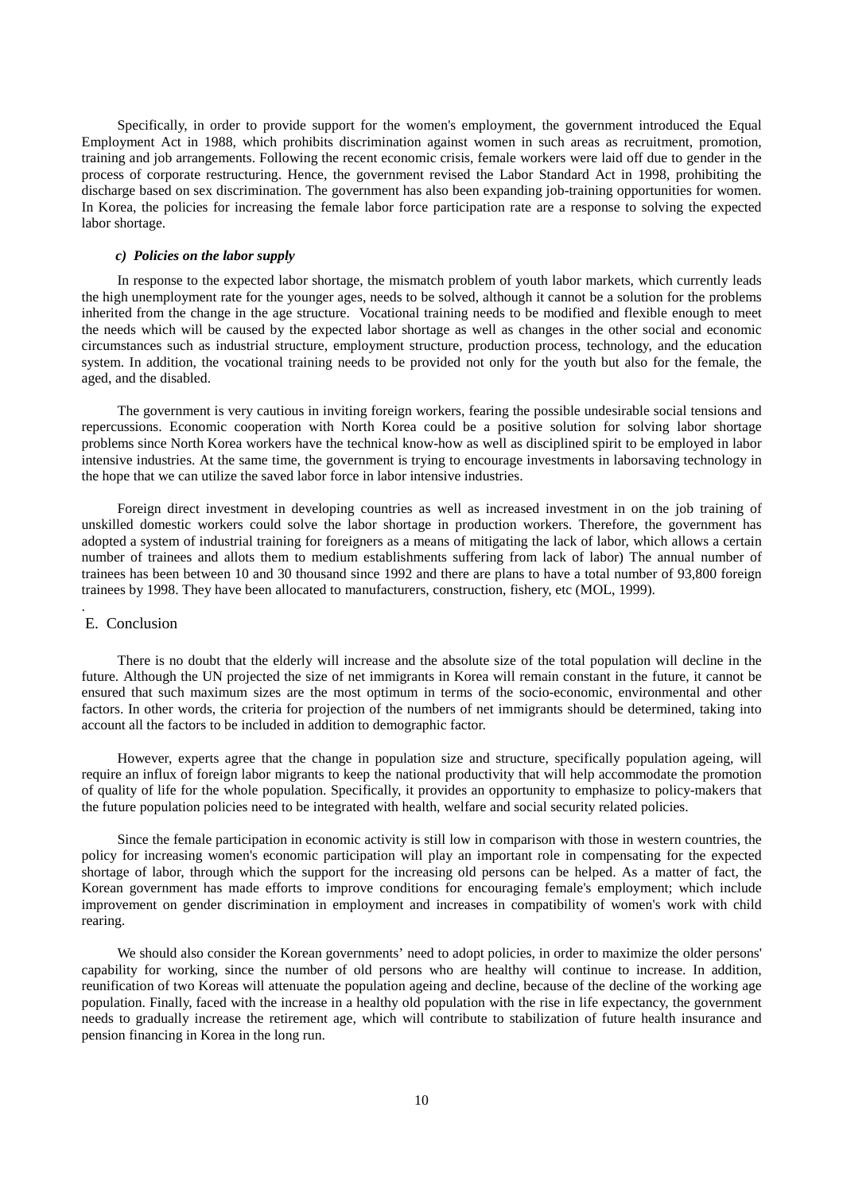Specifically, in order to provide support for the women's employment, the government introduced the Equal Employment Act in 1988, which prohibits discrimination against women in such areas as recruitment, promotion, training and job arrangements. Following the recent economic crisis, female workers were laid off due to gender in the process of corporate restructuring. Hence, the government revised the Labor Standard Act in 1998, prohibiting the discharge based on sex discrimination. The government has also been expanding job-training opportunities for women. In Korea, the policies for increasing the female labor force participation rate are a response to solving the expected labor shortage.

### *c) Policies on the labor supply*

In response to the expected labor shortage, the mismatch problem of youth labor markets, which currently leads the high unemployment rate for the younger ages, needs to be solved, although it cannot be a solution for the problems inherited from the change in the age structure. Vocational training needs to be modified and flexible enough to meet the needs which will be caused by the expected labor shortage as well as changes in the other social and economic circumstances such as industrial structure, employment structure, production process, technology, and the education system. In addition, the vocational training needs to be provided not only for the youth but also for the female, the aged, and the disabled.

The government is very cautious in inviting foreign workers, fearing the possible undesirable social tensions and repercussions. Economic cooperation with North Korea could be a positive solution for solving labor shortage problems since North Korea workers have the technical know-how as well as disciplined spirit to be employed in labor intensive industries. At the same time, the government is trying to encourage investments in laborsaving technology in the hope that we can utilize the saved labor force in labor intensive industries.

Foreign direct investment in developing countries as well as increased investment in on the job training of unskilled domestic workers could solve the labor shortage in production workers. Therefore, the government has adopted a system of industrial training for foreigners as a means of mitigating the lack of labor, which allows a certain number of trainees and allots them to medium establishments suffering from lack of labor) The annual number of trainees has been between 10 and 30 thousand since 1992 and there are plans to have a total number of 93,800 foreign trainees by 1998. They have been allocated to manufacturers, construction, fishery, etc (MOL, 1999).

## E. Conclusion

There is no doubt that the elderly will increase and the absolute size of the total population will decline in the future. Although the UN projected the size of net immigrants in Korea will remain constant in the future, it cannot be ensured that such maximum sizes are the most optimum in terms of the socio-economic, environmental and other factors. In other words, the criteria for projection of the numbers of net immigrants should be determined, taking into account all the factors to be included in addition to demographic factor.

However, experts agree that the change in population size and structure, specifically population ageing, will require an influx of foreign labor migrants to keep the national productivity that will help accommodate the promotion of quality of life for the whole population. Specifically, it provides an opportunity to emphasize to policy-makers that the future population policies need to be integrated with health, welfare and social security related policies.

Since the female participation in economic activity is still low in comparison with those in western countries, the policy for increasing women's economic participation will play an important role in compensating for the expected shortage of labor, through which the support for the increasing old persons can be helped. As a matter of fact, the Korean government has made efforts to improve conditions for encouraging female's employment; which include improvement on gender discrimination in employment and increases in compatibility of women's work with child rearing.

We should also consider the Korean governments' need to adopt policies, in order to maximize the older persons' capability for working, since the number of old persons who are healthy will continue to increase. In addition, reunification of two Koreas will attenuate the population ageing and decline, because of the decline of the working age population. Finally, faced with the increase in a healthy old population with the rise in life expectancy, the government needs to gradually increase the retirement age, which will contribute to stabilization of future health insurance and pension financing in Korea in the long run.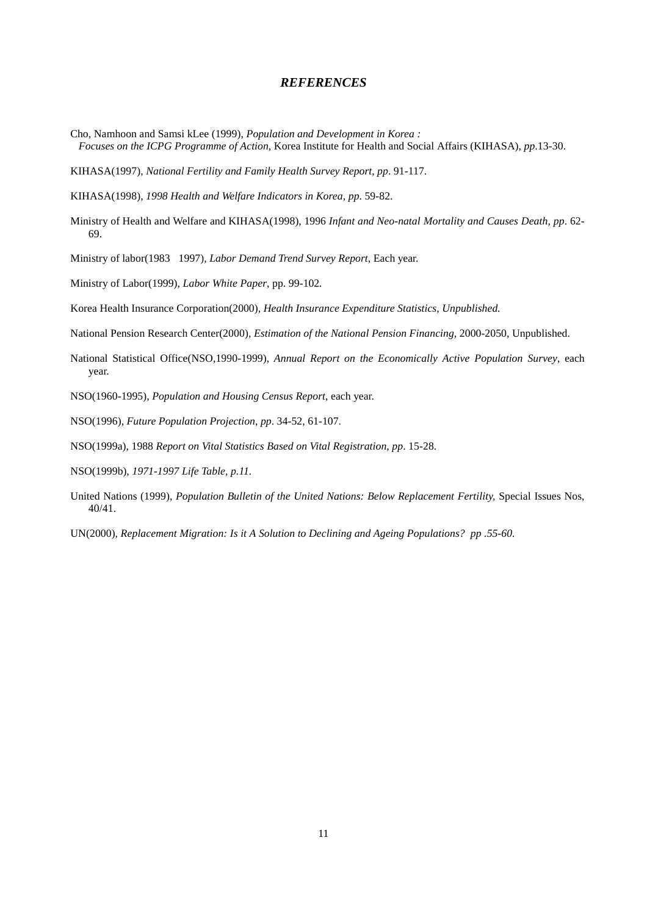### *REFERENCES*

Cho, Namhoon and Samsi kLee (1999), *Population and Development in Korea : Focuses on the ICPG Programme of Action*, Korea Institute for Health and Social Affairs (KIHASA), *pp*.13-30.

KIHASA(1997), *National Fertility and Family Health Survey Report*, *pp*. 91-117.

KIHASA(1998), *1998 Health and Welfare Indicators in Korea*, *pp*. 59-82.

Ministry of Health and Welfare and KIHASA(1998), 1996 *Infant and Neo-natal Mortality and Causes Death, pp*. 62-69.

Ministry of labor(1983 1997), *Labor Demand Trend Survey Report*, Each year.

Ministry of Labor(1999), *Labor White Paper*, pp. 99-102.

Korea Health Insurance Corporation(2000), *Health Insurance Expenditure Statistics, Unpublished.*

National Pension Research Center(2000), *Estimation of the National Pension Financing*, 2000-2050, Unpublished.

National Statistical Office(NSO,1990-1999), *Annual Report on the Economically Active Population Survey*, each year.

NSO(1960-1995), *Population and Housing Census Report*, each year.

NSO(1996), *Future Population Projection*, *pp*. 34-52, 61-107.

NSO(1999a), 1988 *Report on Vital Statistics Based on Vital Registration*, *pp*. 15-28.

NSO(1999b), *1971-1997 Life Table, p.11.*

United Nations (1999), *Population Bulletin of the United Nations: Below Replacement Fertility*, Special Issues Nos, 40/41.

UN(2000), *Replacement Migration: Is it A Solution to Declining and Ageing Populations? pp .55-60.*